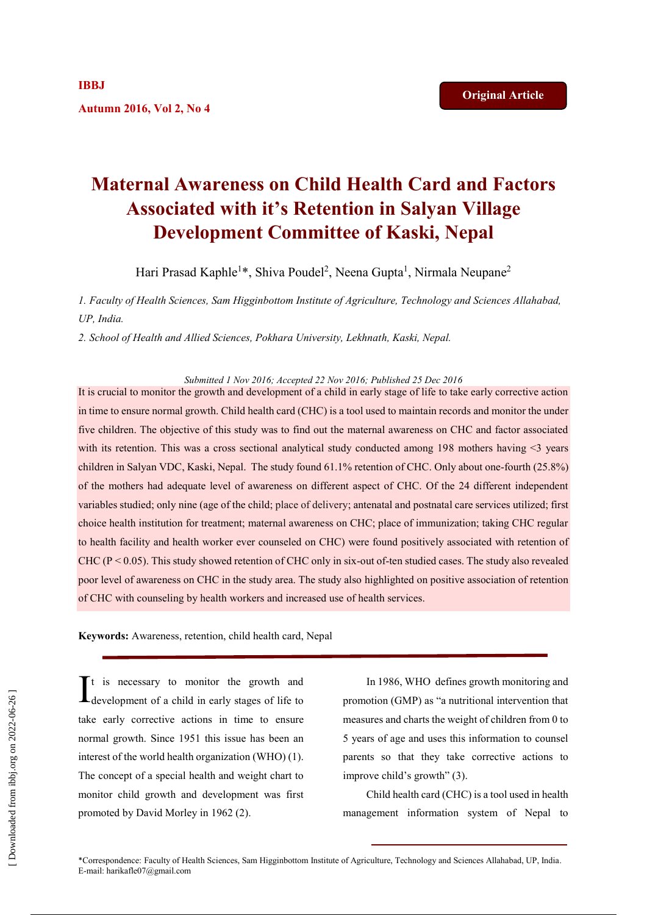IBBJ

Autumn 2016, Vol 2, No 4

Original Article

# Maternal Awareness on Child Health Card and Factors Associated with it's Retention in Salyan Village Development Committee of Kaski, Nepal

Hari Prasad Kaphle[1]*, Shiva Poudel[2], Neena Gupta[1], Nirmala Neupane[2]

*1. Faculty of Health Sciences, Sam Higginbottom Institute of Agriculture, Technology and Sciences Allahabad, UP, India.*

*2. School of Health and Allied Sciences, Pokhara University, Lekhnath, Kaski, Nepal.*

*Submitted 1 Nov 2016; Accepted 22 Nov 2016; Published 25 Dec 2016*

It is crucial to monitor the growth and development of a child in early stage of life to take early corrective action in time to ensure normal growth. Child health card (CHC) is a tool used to maintain records and monitor the under five children. The objective of this study was to find out the maternal awareness on CHC and factor associated with its retention. This was a cross sectional analytical study conducted among 198 mothers having <3 years children in Salyan VDC, Kaski, Nepal. The study found 61.1% retention of CHC. Only about one-fourth (25.8%) of the mothers had adequate level of awareness on different aspect of CHC. Of the 24 different independent variables studied; only nine (age of the child; place of delivery; antenatal and postnatal care services utilized; first choice health institution for treatment; maternal awareness on CHC; place of immunization; taking CHC regular to health facility and health worker ever counseled on CHC) were found positively associated with retention of CHC ($P < 0.05$). This study showed retention of CHC only in six-out of-ten studied cases. The study also revealed poor level of awareness on CHC in the study area. The study also highlighted on positive association of retention of CHC with counseling by health workers and increased use of health services.

**Keywords:** Awareness, retention, child health card, Nepal

It is necessary to monitor the growth and development of a child in early stages of life to take early corrective actions in time to ensure normal growth. Since 1951 this issue has been an interest of the world health organization (WHO) (1). The concept of a special health and weight chart to monitor child growth and development was first promoted by David Morley in 1962 (2).

In 1986, WHO defines growth monitoring and promotion (GMP) as "a nutritional intervention that measures and charts the weight of children from 0 to 5 years of age and uses this information to counsel parents so that they take corrective actions to improve child's growth" (3).

Child health card (CHC) is a tool used in health management information system of Nepal to

*Correspondence: Faculty of Health Sciences, Sam Higginbottom Institute of Agriculture, Technology and Sciences Allahabad, UP, India. E-mail: harikafle07@gmail.com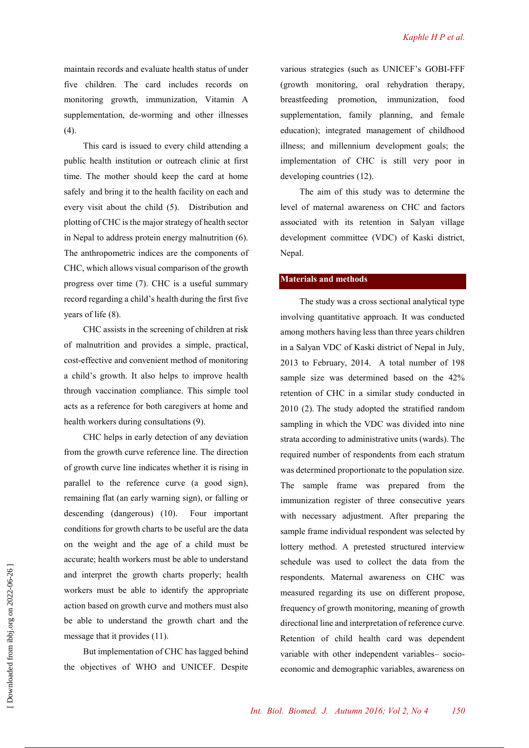maintain records and evaluate health status of under five children. The card includes records on monitoring growth, immunization, Vitamin A supplementation, de-worming and other illnesses (4).

This card is issued to every child attending a public health institution or outreach clinic at first time. The mother should keep the card at home safely and bring it to the health facility on each and every visit about the child (5). Distribution and plotting of CHC is the major strategy of health sector in Nepal to address protein energy malnutrition (6). The anthropometric indices are the components of CHC, which allows visual comparison of the growth progress over time (7). CHC is a useful summary record regarding a child's health during the first five years of life (8).

CHC assists in the screening of children at risk of malnutrition and provides a simple, practical, cost-effective and convenient method of monitoring a child's growth. It also helps to improve health through vaccination compliance. This simple tool acts as a reference for both caregivers at home and health workers during consultations (9).

CHC helps in early detection of any deviation from the growth curve reference line. The direction of growth curve line indicates whether it is rising in parallel to the reference curve (a good sign), remaining flat (an early warning sign), or falling or descending (dangerous) (10). Four important conditions for growth charts to be useful are the data on the weight and the age of a child must be accurate; health workers must be able to understand and interpret the growth charts properly; health workers must be able to identify the appropriate action based on growth curve and mothers must also be able to understand the growth chart and the message that it provides (11).

But implementation of CHC has lagged behind the objectives of WHO and UNICEF. Despite various strategies (such as UNICEF's GOBI-FFF (growth monitoring, oral rehydration therapy, breastfeeding promotion, immunization, food supplementation, family planning, and female education); integrated management of childhood illness; and millennium development goals; the implementation of CHC is still very poor in developing countries (12).

The aim of this study was to determine the level of maternal awareness on CHC and factors associated with its retention in Salyan village development committee (VDC) of Kaski district, Nepal.

## Materials and methods

The study was a cross sectional analytical type involving quantitative approach. It was conducted among mothers having less than three years children in a Salyan VDC of Kaski district of Nepal in July, 2013 to February, 2014. A total number of 198 sample size was determined based on the 42% retention of CHC in a similar study conducted in 2010 (2). The study adopted the stratified random sampling in which the VDC was divided into nine strata according to administrative units (wards). The required number of respondents from each stratum was determined proportionate to the population size. The sample frame was prepared from the immunization register of three consecutive years with necessary adjustment. After preparing the sample frame individual respondent was selected by lottery method. A pretested structured interview schedule was used to collect the data from the respondents. Maternal awareness on CHC was measured regarding its use on different propose, frequency of growth monitoring, meaning of growth directional line and interpretation of reference curve. Retention of child health card was dependent variable with other independent variables– socio-economic and demographic variables, awareness on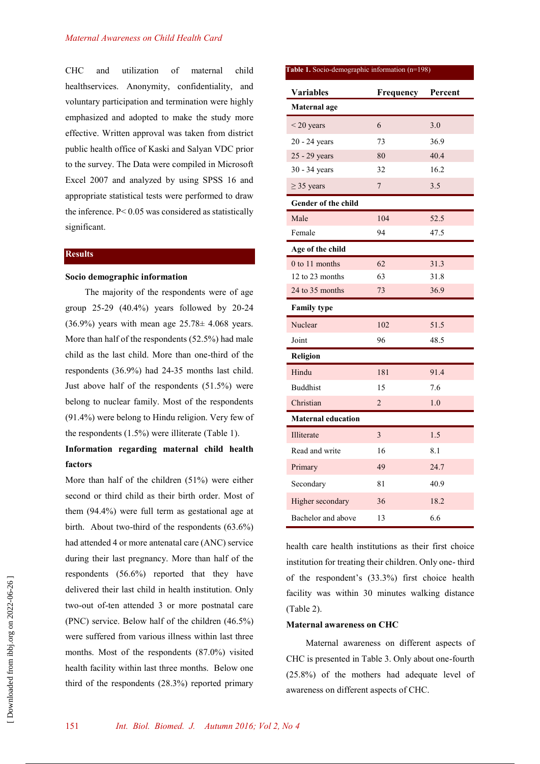CHC and utilization of maternal child healthservices. Anonymity, confidentiality, and voluntary participation and termination were highly emphasized and adopted to make the study more effective. Written approval was taken from district public health office of Kaski and Salyan VDC prior to the survey. The Data were compiled in Microsoft Excel 2007 and analyzed by using SPSS 16 and appropriate statistical tests were performed to draw the inference. P< 0.05 was considered as statistically significant.

## Results

### Socio demographic information

The majority of the respondents were of age group 25-29 (40.4%) years followed by 20-24 (36.9%) years with mean age 25.78± 4.068 years. More than half of the respondents (52.5%) had male child as the last child. More than one-third of the respondents (36.9%) had 24-35 months last child. Just above half of the respondents (51.5%) were belong to nuclear family. Most of the respondents (91.4%) were belong to Hindu religion. Very few of the respondents (1.5%) were illiterate (Table 1).

### Information regarding maternal child health factors

More than half of the children (51%) were either second or third child as their birth order. Most of them (94.4%) were full term as gestational age at birth. About two-third of the respondents (63.6%) had attended 4 or more antenatal care (ANC) service during their last pregnancy. More than half of the respondents (56.6%) reported that they have delivered their last child in health institution. Only two-out of-ten attended 3 or more postnatal care (PNC) service. Below half of the children (46.5%) were suffered from various illness within last three months. Most of the respondents (87.0%) visited health facility within last three months. Below one third of the respondents (28.3%) reported primary health care health institutions as their first choice institution for treating their children. Only one- third of the respondent's (33.3%) first choice health facility was within 30 minutes walking distance (Table 2).

**Table 1.** Socio-demographic information (n=198)

| Variables | Frequency | Percent |
|---|---|---|
| **Maternal age** | | |
| < 20 years | 6 | 3.0 |
| 20 - 24 years | 73 | 36.9 |
| 25 - 29 years | 80 | 40.4 |
| 30 - 34 years | 32 | 16.2 |
| ≥ 35 years | 7 | 3.5 |
| **Gender of the child** | | |
| Male | 104 | 52.5 |
| Female | 94 | 47.5 |
| **Age of the child** | | |
| 0 to 11 months | 62 | 31.3 |
| 12 to 23 months | 63 | 31.8 |
| 24 to 35 months | 73 | 36.9 |
| **Family type** | | |
| Nuclear | 102 | 51.5 |
| Joint | 96 | 48.5 |
| **Religion** | | |
| Hindu | 181 | 91.4 |
| Buddhist | 15 | 7.6 |
| Christian | 2 | 1.0 |
| **Maternal education** | | |
| Illiterate | 3 | 1.5 |
| Read and write | 16 | 8.1 |
| Primary | 49 | 24.7 |
| Secondary | 81 | 40.9 |
| Higher secondary | 36 | 18.2 |
| Bachelor and above | 13 | 6.6 |

### Maternal awareness on CHC

Maternal awareness on different aspects of CHC is presented in Table 3. Only about one-fourth (25.8%) of the mothers had adequate level of awareness on different aspects of CHC.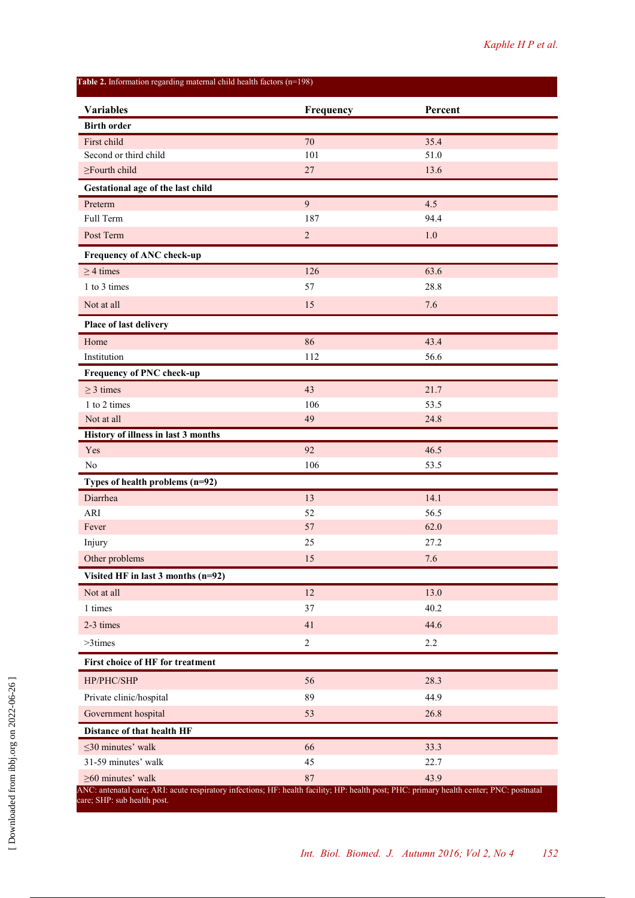**Table 2.** Information regarding maternal child health factors (n=198)

| Variables | Frequency | Percent |
|---|---|---|
| **Birth order** | | |
| First child | 70 | 35.4 |
| Second or third child | 101 | 51.0 |
| ≥Fourth child | 27 | 13.6 |
| **Gestational age of the last child** | | |
| Preterm | 9 | 4.5 |
| Full Term | 187 | 94.4 |
| Post Term | 2 | 1.0 |
| **Frequency of ANC check-up** | | |
| ≥ 4 times | 126 | 63.6 |
| 1 to 3 times | 57 | 28.8 |
| Not at all | 15 | 7.6 |
| **Place of last delivery** | | |
| Home | 86 | 43.4 |
| Institution | 112 | 56.6 |
| **Frequency of PNC check-up** | | |
| ≥ 3 times | 43 | 21.7 |
| 1 to 2 times | 106 | 53.5 |
| Not at all | 49 | 24.8 |
| **History of illness in last 3 months** | | |
| Yes | 92 | 46.5 |
| No | 106 | 53.5 |
| **Types of health problems (n=92)** | | |
| Diarrhea | 13 | 14.1 |
| ARI | 52 | 56.5 |
| Fever | 57 | 62.0 |
| Injury | 25 | 27.2 |
| Other problems | 15 | 7.6 |
| **Visited HF in last 3 months (n=92)** | | |
| Not at all | 12 | 13.0 |
| 1 times | 37 | 40.2 |
| 2-3 times | 41 | 44.6 |
| >3times | 2 | 2.2 |
| **First choice of HF for treatment** | | |
| HP/PHC/SHP | 56 | 28.3 |
| Private clinic/hospital | 89 | 44.9 |
| Government hospital | 53 | 26.8 |
| **Distance of that health HF** | | |
| ≤30 minutes' walk | 66 | 33.3 |
| 31-59 minutes' walk | 45 | 22.7 |
| ≥60 minutes' walk | 87 | 43.9 |

ANC: antenatal care; ARI: acute respiratory infections; HF: health facility; HP: health post; PHC: primary health center; PNC: postnatal care; SHP: sub health post.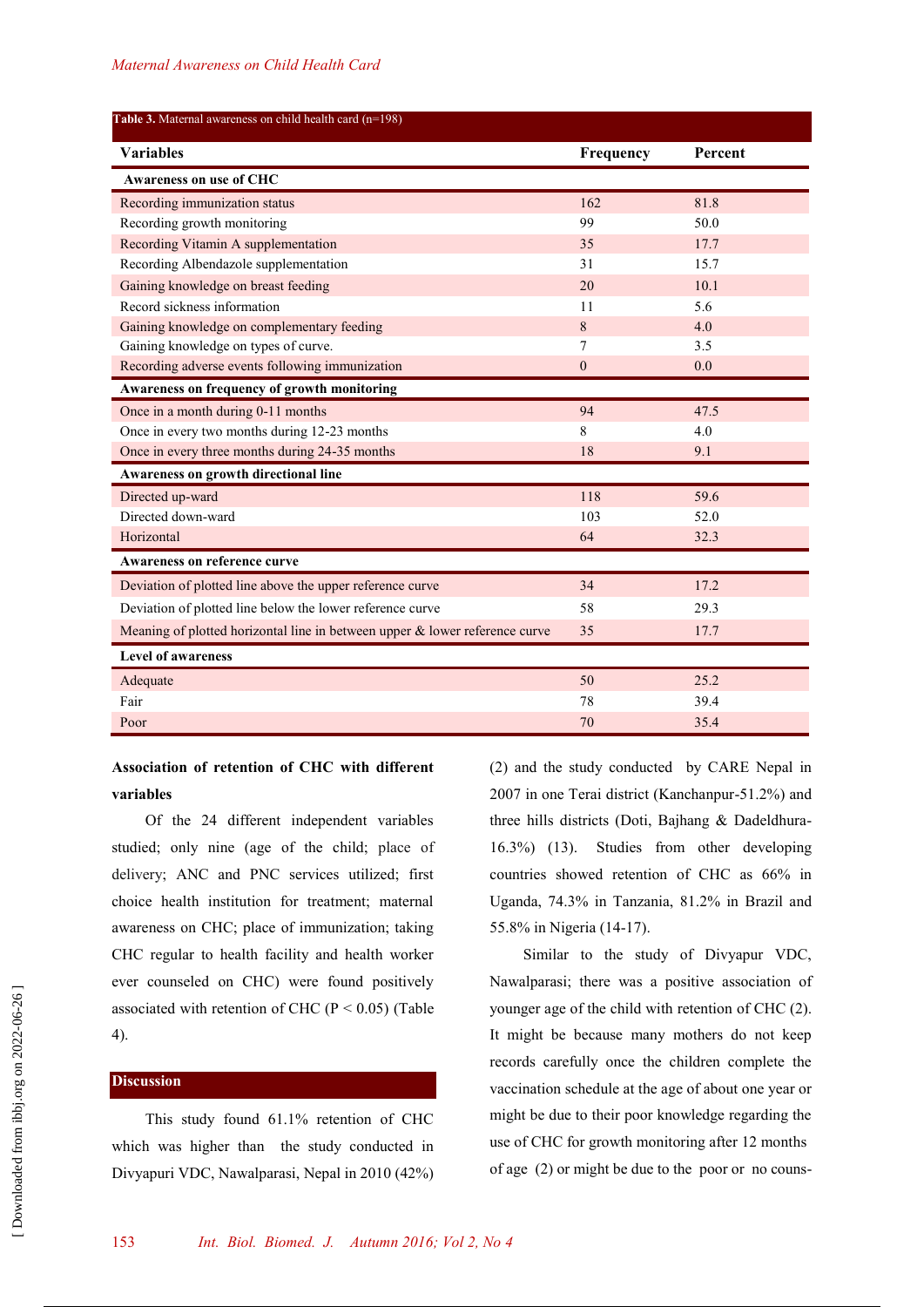**Table 3.** Maternal awareness on child health card (n=198)

| Variables | Frequency | Percent |
|---|---|---|
| **Awareness on use of CHC** | | |
| Recording immunization status | 162 | 81.8 |
| Recording growth monitoring | 99 | 50.0 |
| Recording Vitamin A supplementation | 35 | 17.7 |
| Recording Albendazole supplementation | 31 | 15.7 |
| Gaining knowledge on breast feeding | 20 | 10.1 |
| Record sickness information | 11 | 5.6 |
| Gaining knowledge on complementary feeding | 8 | 4.0 |
| Gaining knowledge on types of curve. | 7 | 3.5 |
| Recording adverse events following immunization | 0 | 0.0 |
| **Awareness on frequency of growth monitoring** | | |
| Once in a month during 0-11 months | 94 | 47.5 |
| Once in every two months during 12-23 months | 8 | 4.0 |
| Once in every three months during 24-35 months | 18 | 9.1 |
| **Awareness on growth directional line** | | |
| Directed up-ward | 118 | 59.6 |
| Directed down-ward | 103 | 52.0 |
| Horizontal | 64 | 32.3 |
| **Awareness on reference curve** | | |
| Deviation of plotted line above the upper reference curve | 34 | 17.2 |
| Deviation of plotted line below the lower reference curve | 58 | 29.3 |
| Meaning of plotted horizontal line in between upper & lower reference curve | 35 | 17.7 |
| **Level of awareness** | | |
| Adequate | 50 | 25.2 |
| Fair | 78 | 39.4 |
| Poor | 70 | 35.4 |

### Association of retention of CHC with different variables

Of the 24 different independent variables studied; only nine (age of the child; place of delivery; ANC and PNC services utilized; first choice health institution for treatment; maternal awareness on CHC; place of immunization; taking CHC regular to health facility and health worker ever counseled on CHC) were found positively associated with retention of CHC ($P < 0.05$) (Table 4).

## Discussion

This study found 61.1% retention of CHC which was higher than the study conducted in Divyapuri VDC, Nawalparasi, Nepal in 2010 (42%) (2) and the study conducted by CARE Nepal in 2007 in one Terai district (Kanchanpur-51.2%) and three hills districts (Doti, Bajhang & Dadeldhura-16.3%) (13). Studies from other developing countries showed retention of CHC as 66% in Uganda, 74.3% in Tanzania, 81.2% in Brazil and 55.8% in Nigeria (14-17).

Similar to the study of Divyapur VDC, Nawalparasi; there was a positive association of younger age of the child with retention of CHC (2). It might be because many mothers do not keep records carefully once the children complete the vaccination schedule at the age of about one year or might be due to their poor knowledge regarding the use of CHC for growth monitoring after 12 months of age (2) or might be due to the poor or no couns-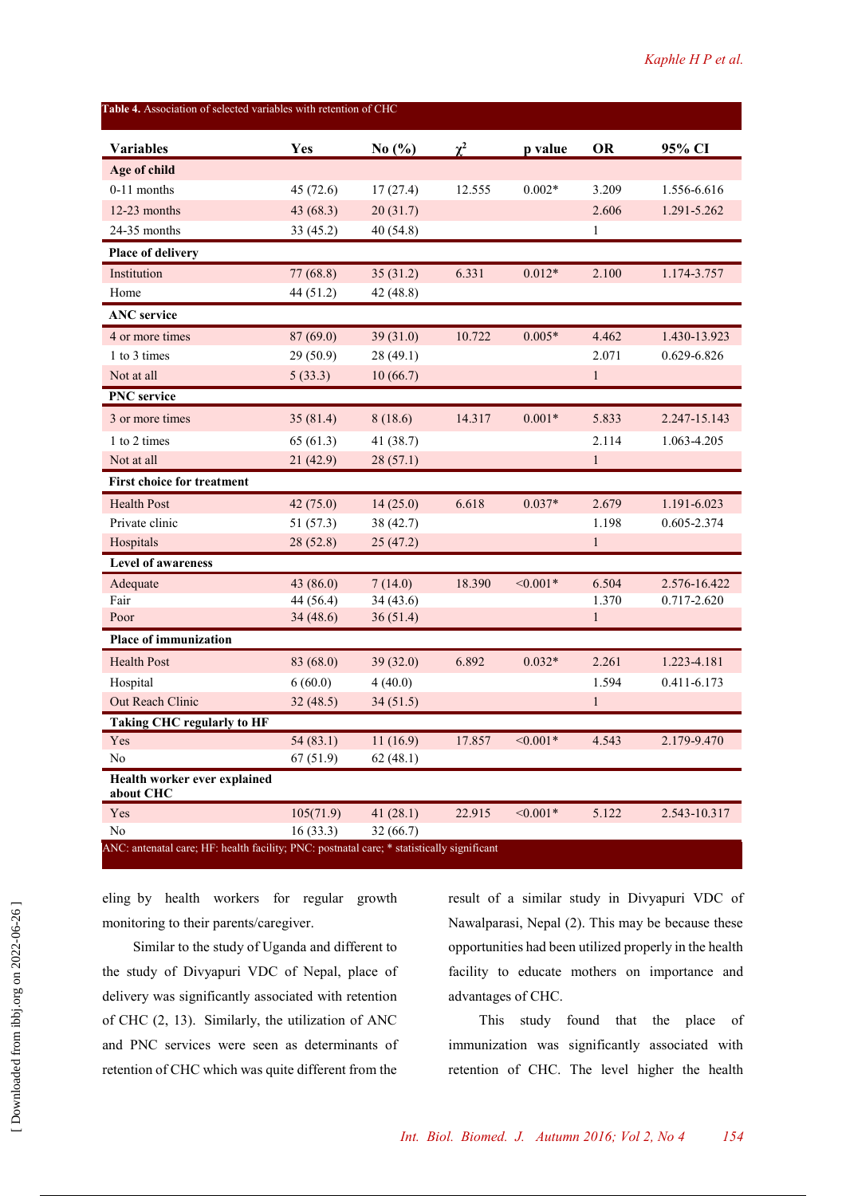**Table 4.** Association of selected variables with retention of CHC

| Variables | Yes | No (%) | $\chi^2$ | p value | OR | 95% CI |
|---|---|---|---|---|---|---|
| **Age of child** | | | | | | |
| 0-11 months | 45 (72.6) | 17 (27.4) | 12.555 | 0.002* | 3.209 | 1.556-6.616 |
| 12-23 months | 43 (68.3) | 20 (31.7) | | | 2.606 | 1.291-5.262 |
| 24-35 months | 33 (45.2) | 40 (54.8) | | | 1 | |
| **Place of delivery** | | | | | | |
| Institution | 77 (68.8) | 35 (31.2) | 6.331 | 0.012* | 2.100 | 1.174-3.757 |
| Home | 44 (51.2) | 42 (48.8) | | | | |
| **ANC service** | | | | | | |
| 4 or more times | 87 (69.0) | 39 (31.0) | 10.722 | 0.005* | 4.462 | 1.430-13.923 |
| 1 to 3 times | 29 (50.9) | 28 (49.1) | | | 2.071 | 0.629-6.826 |
| Not at all | 5 (33.3) | 10 (66.7) | | | 1 | |
| **PNC service** | | | | | | |
| 3 or more times | 35 (81.4) | 8 (18.6) | 14.317 | 0.001* | 5.833 | 2.247-15.143 |
| 1 to 2 times | 65 (61.3) | 41 (38.7) | | | 2.114 | 1.063-4.205 |
| Not at all | 21 (42.9) | 28 (57.1) | | | 1 | |
| **First choice for treatment** | | | | | | |
| Health Post | 42 (75.0) | 14 (25.0) | 6.618 | 0.037* | 2.679 | 1.191-6.023 |
| Private clinic | 51 (57.3) | 38 (42.7) | | | 1.198 | 0.605-2.374 |
| Hospitals | 28 (52.8) | 25 (47.2) | | | 1 | |
| **Level of awareness** | | | | | | |
| Adequate | 43 (86.0) | 7 (14.0) | 18.390 | <0.001* | 6.504 | 2.576-16.422 |
| Fair | 44 (56.4) | 34 (43.6) | | | 1.370 | 0.717-2.620 |
| Poor | 34 (48.6) | 36 (51.4) | | | 1 | |
| **Place of immunization** | | | | | | |
| Health Post | 83 (68.0) | 39 (32.0) | 6.892 | 0.032* | 2.261 | 1.223-4.181 |
| Hospital | 6 (60.0) | 4 (40.0) | | | 1.594 | 0.411-6.173 |
| Out Reach Clinic | 32 (48.5) | 34 (51.5) | | | 1 | |
| **Taking CHC regularly to HF** | | | | | | |
| Yes | 54 (83.1) | 11 (16.9) | 17.857 | <0.001* | 4.543 | 2.179-9.470 |
| No | 67 (51.9) | 62 (48.1) | | | | |
| **Health worker ever explained about CHC** | | | | | | |
| Yes | 105(71.9) | 41 (28.1) | 22.915 | <0.001* | 5.122 | 2.543-10.317 |
| No | 16 (33.3) | 32 (66.7) | | | | |

ANC: antenatal care; HF: health facility; PNC: postnatal care; * statistically significant

eling by health workers for regular growth monitoring to their parents/caregiver.

Similar to the study of Uganda and different to the study of Divyapuri VDC of Nepal, place of delivery was significantly associated with retention of CHC (2, 13). Similarly, the utilization of ANC and PNC services were seen as determinants of retention of CHC which was quite different from the result of a similar study in Divyapuri VDC of Nawalparasi, Nepal (2). This may be because these opportunities had been utilized properly in the health facility to educate mothers on importance and advantages of CHC.

This study found that the place of immunization was significantly associated with retention of CHC. The level higher the health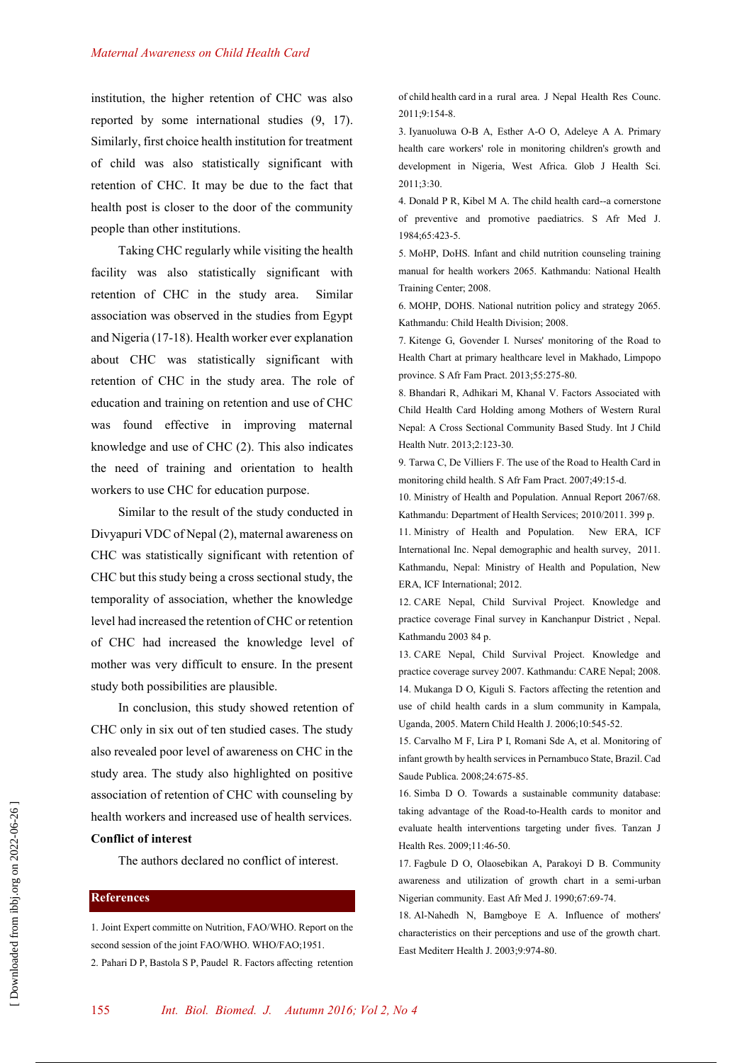institution, the higher retention of CHC was also reported by some international studies (9, 17). Similarly, first choice health institution for treatment of child was also statistically significant with retention of CHC. It may be due to the fact that health post is closer to the door of the community people than other institutions.

Taking CHC regularly while visiting the health facility was also statistically significant with retention of CHC in the study area. Similar association was observed in the studies from Egypt and Nigeria (17-18). Health worker ever explanation about CHC was statistically significant with retention of CHC in the study area. The role of education and training on retention and use of CHC was found effective in improving maternal knowledge and use of CHC (2). This also indicates the need of training and orientation to health workers to use CHC for education purpose.

Similar to the result of the study conducted in Divyapuri VDC of Nepal (2), maternal awareness on CHC was statistically significant with retention of CHC but this study being a cross sectional study, the temporality of association, whether the knowledge level had increased the retention of CHC or retention of CHC had increased the knowledge level of mother was very difficult to ensure. In the present study both possibilities are plausible.

In conclusion, this study showed retention of CHC only in six out of ten studied cases. The study also revealed poor level of awareness on CHC in the study area. The study also highlighted on positive association of retention of CHC with counseling by health workers and increased use of health services.

**Conflict of interest**

The authors declared no conflict of interest.

## References

1. Joint Expert committe on Nutrition, FAO/WHO. Report on the second session of the joint FAO/WHO. WHO/FAO;1951.
2. Pahari D P, Bastola S P, Paudel R. Factors affecting retention of child health card in a rural area. J Nepal Health Res Counc. 2011;9:154-8.
3. Iyanuoluwa O-B A, Esther A-O O, Adeleye A A. Primary health care workers' role in monitoring children's growth and development in Nigeria, West Africa. Glob J Health Sci. 2011;3:30.
4. Donald P R, Kibel M A. The child health card--a cornerstone of preventive and promotive paediatrics. S Afr Med J. 1984;65:423-5.
5. MoHP, DoHS. Infant and child nutrition counseling training manual for health workers 2065. Kathmandu: National Health Training Center; 2008.
6. MOHP, DOHS. National nutrition policy and strategy 2065. Kathmandu: Child Health Division; 2008.
7. Kitenge G, Govender I. Nurses' monitoring of the Road to Health Chart at primary healthcare level in Makhado, Limpopo province. S Afr Fam Pract. 2013;55:275-80.
8. Bhandari R, Adhikari M, Khanal V. Factors Associated with Child Health Card Holding among Mothers of Western Rural Nepal: A Cross Sectional Community Based Study. Int J Child Health Nutr. 2013;2:123-30.
9. Tarwa C, De Villiers F. The use of the Road to Health Card in monitoring child health. S Afr Fam Pract. 2007;49:15-d.
10. Ministry of Health and Population. Annual Report 2067/68. Kathmandu: Department of Health Services; 2010/2011. 399 p.
11. Ministry of Health and Population. New ERA, ICF International Inc. Nepal demographic and health survey, 2011. Kathmandu, Nepal: Ministry of Health and Population, New ERA, ICF International; 2012.
12. CARE Nepal, Child Survival Project. Knowledge and practice coverage Final survey in Kanchanpur District , Nepal. Kathmandu 2003 84 p.
13. CARE Nepal, Child Survival Project. Knowledge and practice coverage survey 2007. Kathmandu: CARE Nepal; 2008.
14. Mukanga D O, Kiguli S. Factors affecting the retention and use of child health cards in a slum community in Kampala, Uganda, 2005. Matern Child Health J. 2006;10:545-52.
15. Carvalho M F, Lira P I, Romani Sde A, et al. Monitoring of infant growth by health services in Pernambuco State, Brazil. Cad Saude Publica. 2008;24:675-85.
16. Simba D O. Towards a sustainable community database: taking advantage of the Road-to-Health cards to monitor and evaluate health interventions targeting under fives. Tanzan J Health Res. 2009;11:46-50.
17. Fagbule D O, Olaosebikan A, Parakoyi D B. Community awareness and utilization of growth chart in a semi-urban Nigerian community. East Afr Med J. 1990;67:69-74.
18. Al-Nahedh N, Bamgboye E A. Influence of mothers' characteristics on their perceptions and use of the growth chart. East Mediterr Health J. 2003;9:974-80.